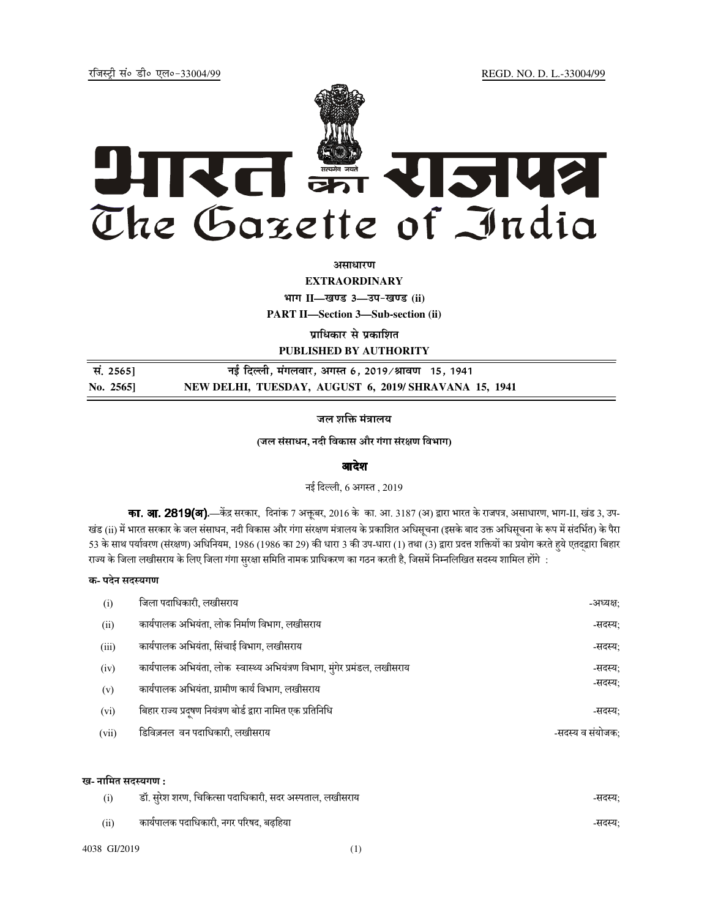रजिस्ट्री सं० डी० एल०-33004/99 REGD. NO. D. L.-33004/99

# भारत का राजपत्र
# The Gazette of India

**असाधारण**

**EXTRAORDINARY**

**भाग II—खण्ड 3—उप-खण्ड (ii)**

**PART II—Section 3—Sub-section (ii)**

**प्राधिकार से प्रकाशित**

**PUBLISHED BY AUTHORITY**

| | |
|---|---|
| **सं. 2565]** | **नई दिल्ली, मंगलवार, अगस्त 6, 2019/श्रावण 15, 1941** |
| **No. 2565]** | **NEW DELHI, TUESDAY, AUGUST 6, 2019/ SHRAVANA 15, 1941** |

**जल शक्ति मंत्रालय**

**(जल संसाधन, नदी विकास और गंगा संरक्षण विभाग)**

## आदेश

नई दिल्ली, 6 अगस्त , 2019

**का. आ. 2819(अ).**—केंद्र सरकार, दिनांक 7 अक्तूबर, 2016 के का. आ. 3187 (अ) द्वारा भारत के राजपत्र, असाधारण, भाग-II, खंड 3, उप-खंड (ii) में भारत सरकार के जल संसाधन, नदी विकास और गंगा संरक्षण मंत्रालय के प्रकाशित अधिसूचना (इसके बाद उक्त अधिसूचना के रूप में संदर्भित) के पैरा 53 के साथ पर्यावरण (संरक्षण) अधिनियम, 1986 (1986 का 29) की धारा 3 की उप-धारा (1) तथा (3) द्वारा प्रदत्त शक्तियों का प्रयोग करते हुये एतद्द्वारा बिहार राज्य के जिला लखीसराय के लिए जिला गंगा सुरक्षा समिति नामक प्राधिकरण का गठन करती है, जिसमें निम्नलिखित सदस्य शामिल होंगे :

**क- पदेन सदस्यगण**

| | | |
|---|---|---|
| (i) | जिला पदाधिकारी, लखीसराय | -अध्यक्ष; |
| (ii) | कार्यपालक अभियंता, लोक निर्माण विभाग, लखीसराय | -सदस्य; |
| (iii) | कार्यपालक अभियंता, सिंचाई विभाग, लखीसराय | -सदस्य; |
| (iv) | कार्यपालक अभियंता, लोक स्वास्थ्य अभियंत्रण विभाग, मुंगेर प्रमंडल, लखीसराय | -सदस्य; |
| (v) | कार्यपालक अभियंता, ग्रामीण कार्य विभाग, लखीसराय | -सदस्य; |
| (vi) | बिहार राज्य प्रदूषण नियंत्रण बोर्ड द्वारा नामित एक प्रतिनिधि | -सदस्य; |
| (vii) | डिविज़नल वन पदाधिकारी, लखीसराय | -सदस्य व संयोजक; |

**ख- नामित सदस्यगण :**

| | | |
|---|---|---|
| (i) | डॉ. सुरेश शरण, चिकित्सा पदाधिकारी, सदर अस्पताल, लखीसराय | -सदस्य; |
| (ii) | कार्यपालक पदाधिकारी, नगर परिषद, बढ़हिया | -सदस्य; |

4038 GI/2019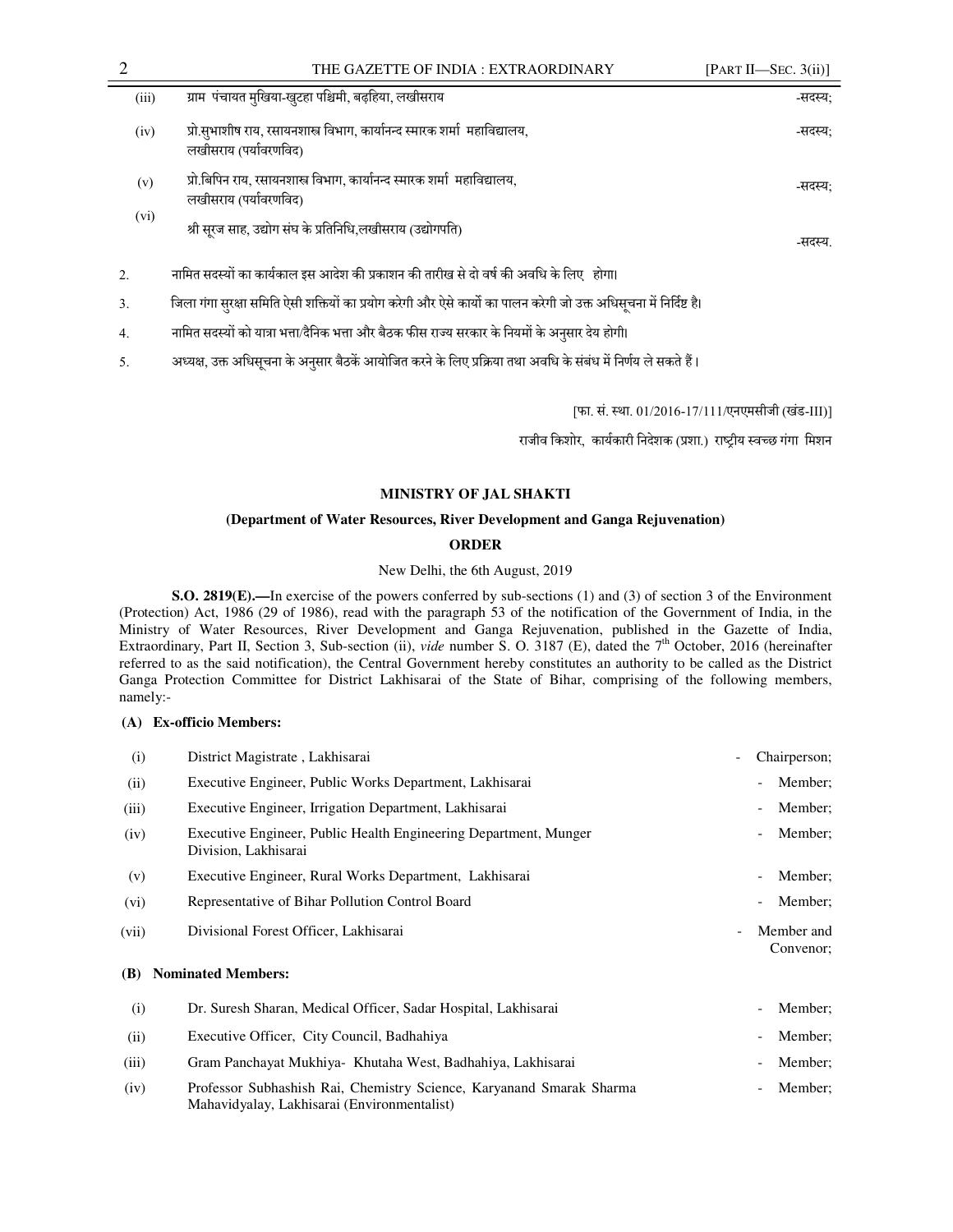| | | |
|---|---|---|
| (iii) | ग्राम पंचायत मुखिया-खुटहा पश्चिमी, बढ़हिया, लखीसराय | -सदस्य; |
| (iv) | प्रो.सुभाशीष राय, रसायनशास्त्र विभाग, कार्यानन्द स्मारक शर्मा महाविद्यालय, लखीसराय (पर्यावरणविद) | -सदस्य; |
| (v) | प्रो.बिपिन राय, रसायनशास्त्र विभाग, कार्यानन्द स्मारक शर्मा महाविद्यालय, लखीसराय (पर्यावरणविद) | -सदस्य; |
| (vi) | श्री सूरज साह, उद्योग संघ के प्रतिनिधि,लखीसराय (उद्योगपति) | -सदस्य. |

2. नामित सदस्यों का कार्यकाल इस आदेश की प्रकाशन की तारीख से दो वर्ष की अवधि के लिए होगा।

3. जिला गंगा सुरक्षा समिति ऐसी शक्तियों का प्रयोग करेगी और ऐसे कार्यो का पालन करेगी जो उक्त अधिसूचना में निर्दिष्ट है।

4. नामित सदस्यों को यात्रा भत्ता/दैनिक भत्ता और बैठक फीस राज्य सरकार के नियमों के अनुसार देय होगी।

5. अध्यक्ष, उक्त अधिसूचना के अनुसार बैठकें आयोजित करने के लिए प्रक्रिया तथा अवधि के संबंध में निर्णय ले सकते हैं।

[फा. सं. स्था. 01/2016-17/111/एनएमसीजी (खंड-III)]

राजीव किशोर, कार्यकारी निदेशक (प्रशा.) राष्ट्रीय स्वच्छ गंगा मिशन

## MINISTRY OF JAL SHAKTI

### (Department of Water Resources, River Development and Ganga Rejuvenation)

### ORDER

New Delhi, the 6th August, 2019

**S.O. 2819(E).—**In exercise of the powers conferred by sub-sections (1) and (3) of section 3 of the Environment (Protection) Act, 1986 (29 of 1986), read with the paragraph 53 of the notification of the Government of India, in the Ministry of Water Resources, River Development and Ganga Rejuvenation, published in the Gazette of India, Extraordinary, Part II, Section 3, Sub-section (ii), *vide* number S. O. 3187 (E), dated the 7th October, 2016 (hereinafter referred to as the said notification), the Central Government hereby constitutes an authority to be called as the District Ganga Protection Committee for District Lakhisarai of the State of Bihar, comprising of the following members, namely:-

**(A) Ex-officio Members:**

| | | |
|---|---|---|
| (i) | District Magistrate , Lakhisarai | - Chairperson; |
| (ii) | Executive Engineer, Public Works Department, Lakhisarai | - Member; |
| (iii) | Executive Engineer, Irrigation Department, Lakhisarai | - Member; |
| (iv) | Executive Engineer, Public Health Engineering Department, Munger Division, Lakhisarai | - Member; |
| (v) | Executive Engineer, Rural Works Department, Lakhisarai | - Member; |
| (vi) | Representative of Bihar Pollution Control Board | - Member; |
| (vii) | Divisional Forest Officer, Lakhisarai | - Member and Convenor; |

**(B) Nominated Members:**

| | | |
|---|---|---|
| (i) | Dr. Suresh Sharan, Medical Officer, Sadar Hospital, Lakhisarai | - Member; |
| (ii) | Executive Officer, City Council, Badhahiya | - Member; |
| (iii) | Gram Panchayat Mukhiya- Khutaha West, Badhahiya, Lakhisarai | - Member; |
| (iv) | Professor Subhashish Rai, Chemistry Science, Karyanand Smarak Sharma Mahavidyalay, Lakhisarai (Environmentalist) | - Member; |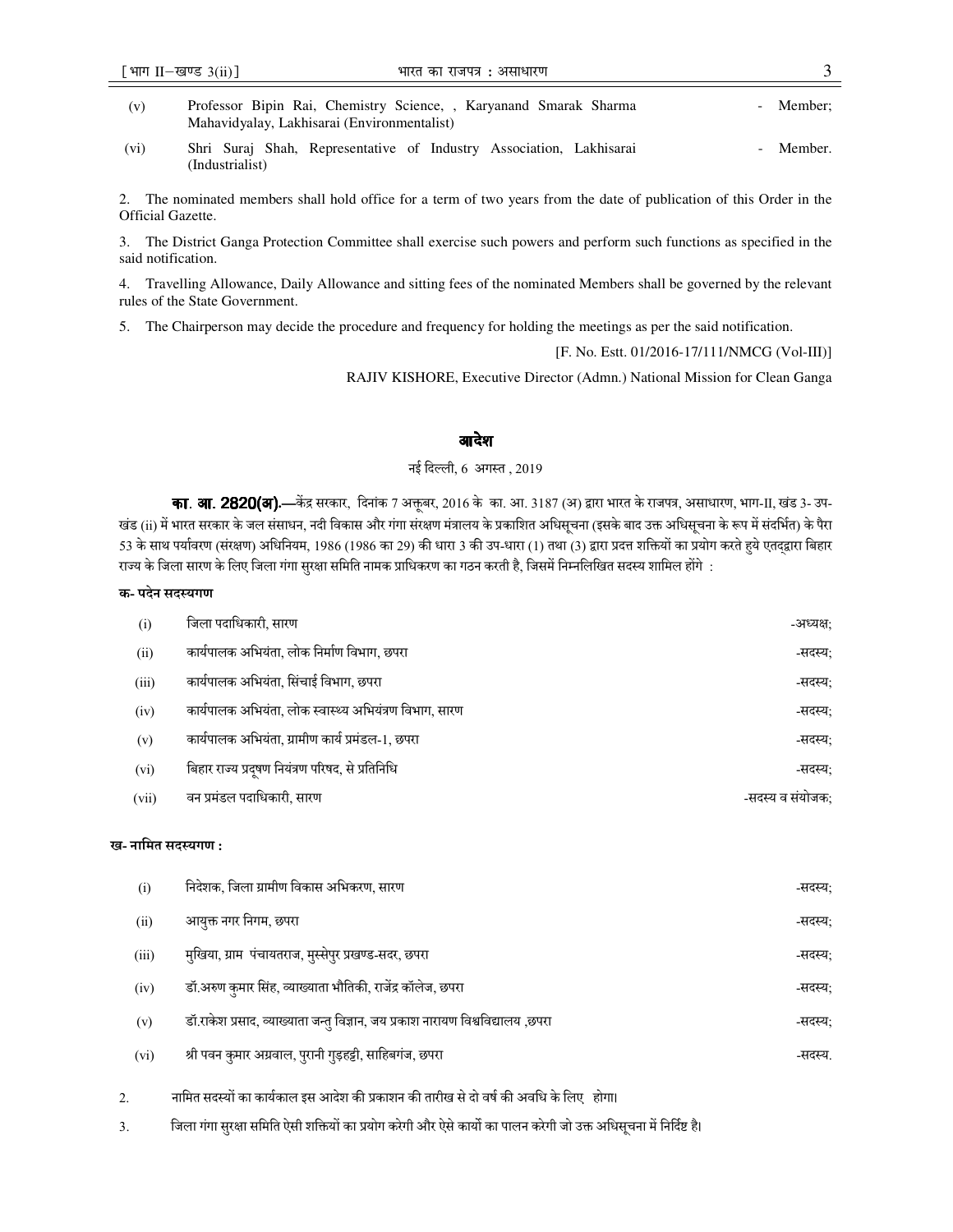| | | |
|---|---|---|
| (v) | Professor Bipin Rai, Chemistry Science, , Karyanand Smarak Sharma Mahavidyalay, Lakhisarai (Environmentalist) | - Member; |
| (vi) | Shri Suraj Shah, Representative of Industry Association, Lakhisarai (Industrialist) | - Member. |

2. The nominated members shall hold office for a term of two years from the date of publication of this Order in the Official Gazette.

3. The District Ganga Protection Committee shall exercise such powers and perform such functions as specified in the said notification.

4. Travelling Allowance, Daily Allowance and sitting fees of the nominated Members shall be governed by the relevant rules of the State Government.

5. The Chairperson may decide the procedure and frequency for holding the meetings as per the said notification.

[F. No. Estt. 01/2016-17/111/NMCG (Vol-III)]

RAJIV KISHORE, Executive Director (Admn.) National Mission for Clean Ganga

## आदेश

नई दिल्ली, 6 अगस्त , 2019

**का. आ. 2820(अ).**—केंद्र सरकार, दिनांक 7 अक्तूबर, 2016 के का. आ. 3187 (अ) द्वारा भारत के राजपत्र, असाधारण, भाग-II, खंड 3- उप-खंड (ii) में भारत सरकार के जल संसाधन, नदी विकास और गंगा संरक्षण मंत्रालय के प्रकाशित अधिसूचना (इसके बाद उक्त अधिसूचना के रूप में संदर्भित) के पैरा 53 के साथ पर्यावरण (संरक्षण) अधिनियम, 1986 (1986 का 29) की धारा 3 की उप-धारा (1) तथा (3) द्वारा प्रदत्त शक्तियों का प्रयोग करते हुये एतद्द्वारा बिहार राज्य के जिला सारण के लिए जिला गंगा सुरक्षा समिति नामक प्राधिकरण का गठन करती है, जिसमें निम्नलिखित सदस्य शामिल होंगे :

**क- पदेन सदस्यगण**

| | | |
|---|---|---|
| (i) | जिला पदाधिकारी, सारण | -अध्यक्ष; |
| (ii) | कार्यपालक अभियंता, लोक निर्माण विभाग, छपरा | -सदस्य; |
| (iii) | कार्यपालक अभियंता, सिंचाई विभाग, छपरा | -सदस्य; |
| (iv) | कार्यपालक अभियंता, लोक स्वास्थ्य अभियंत्रण विभाग, सारण | -सदस्य; |
| (v) | कार्यपालक अभियंता, ग्रामीण कार्य प्रमंडल-1, छपरा | -सदस्य; |
| (vi) | बिहार राज्य प्रदूषण नियंत्रण परिषद, से प्रतिनिधि | -सदस्य; |
| (vii) | वन प्रमंडल पदाधिकारी, सारण | -सदस्य व संयोजक; |

**ख- नामित सदस्यगण :**

| | | |
|---|---|---|
| (i) | निदेशक, जिला ग्रामीण विकास अभिकरण, सारण | -सदस्य; |
| (ii) | आयुक्त नगर निगम, छपरा | -सदस्य; |
| (iii) | मुखिया, ग्राम पंचायतराज, मुस्सेपुर प्रखण्ड-सदर, छपरा | -सदस्य; |
| (iv) | डॉ.अरुण कुमार सिंह, व्याख्याता भौतिकी, राजेंद्र कॉलेज, छपरा | -सदस्य; |
| (v) | डॉ.राकेश प्रसाद, व्याख्याता जन्तु विज्ञान, जय प्रकाश नारायण विश्वविद्यालय ,छपरा | -सदस्य; |
| (vi) | श्री पवन कुमार अग्रवाल, पुरानी गुड़हट्टी, साहिबगंज, छपरा | -सदस्य. |

2. नामित सदस्यों का कार्यकाल इस आदेश की प्रकाशन की तारीख से दो वर्ष की अवधि के लिए होगा।

3. जिला गंगा सुरक्षा समिति ऐसी शक्तियों का प्रयोग करेगी और ऐसे कार्यों का पालन करेगी जो उक्त अधिसूचना में निर्दिष्ट है।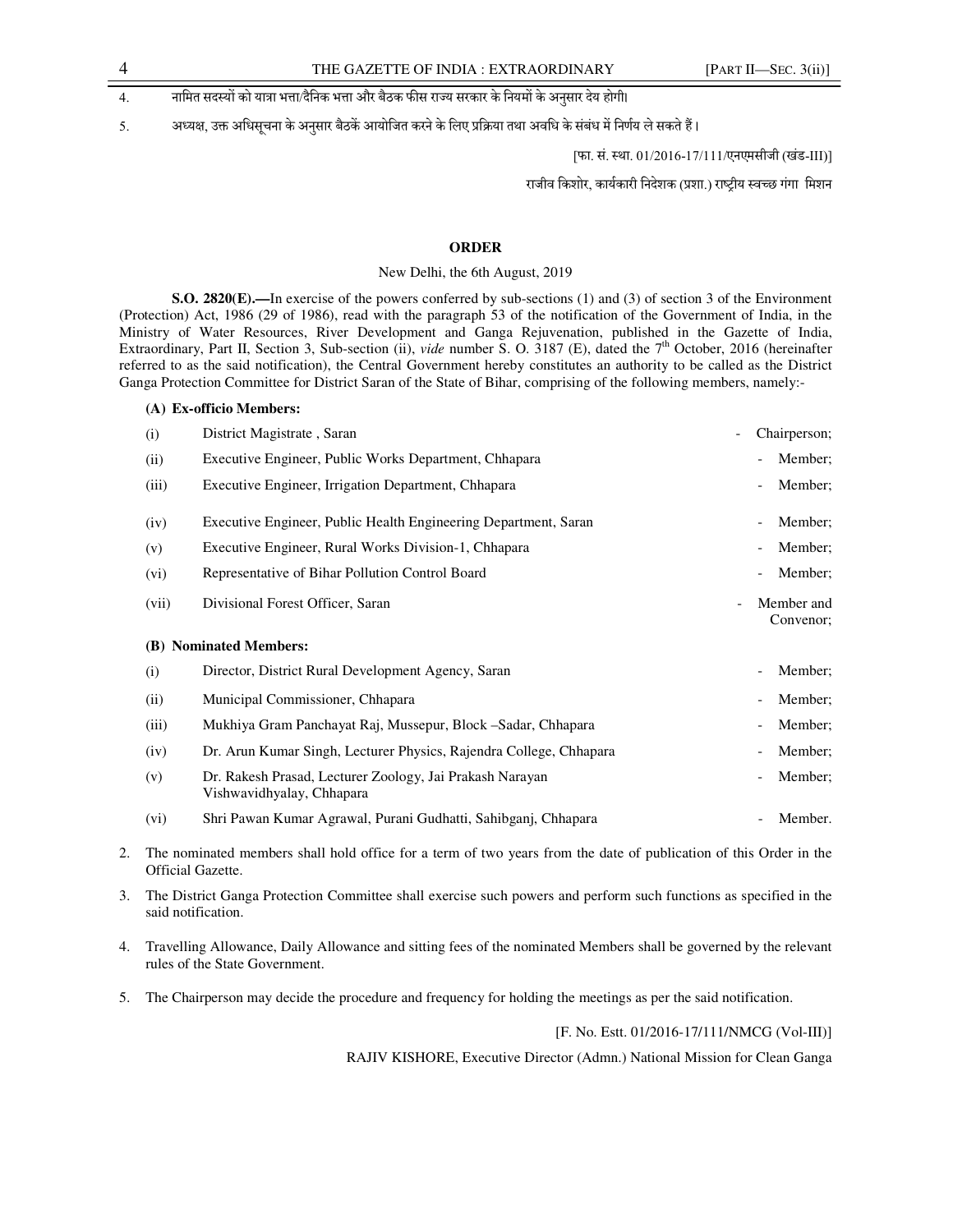4. नामित सदस्यों को यात्रा भत्ता/दैनिक भत्ता और बैठक फीस राज्य सरकार के नियमों के अनुसार देय होगी।

5. अध्यक्ष, उक्त अधिसूचना के अनुसार बैठकें आयोजित करने के लिए प्रक्रिया तथा अवधि के संबंध में निर्णय ले सकते हैं।

[फा. सं. स्था. 01/2016-17/111/एनएमसीजी (खंड-III)]

राजीव किशोर, कार्यकारी निदेशक (प्रशा.) राष्ट्रीय स्वच्छ गंगा मिशन

## ORDER

New Delhi, the 6th August, 2019

**S.O. 2820(E).—**In exercise of the powers conferred by sub-sections (1) and (3) of section 3 of the Environment (Protection) Act, 1986 (29 of 1986), read with the paragraph 53 of the notification of the Government of India, in the Ministry of Water Resources, River Development and Ganga Rejuvenation, published in the Gazette of India, Extraordinary, Part II, Section 3, Sub-section (ii), *vide* number S. O. 3187 (E), dated the 7th October, 2016 (hereinafter referred to as the said notification), the Central Government hereby constitutes an authority to be called as the District Ganga Protection Committee for District Saran of the State of Bihar, comprising of the following members, namely:-

**(A) Ex-officio Members:**

| | | |
|---|---|---|
| (i) | District Magistrate , Saran | - Chairperson; |
| (ii) | Executive Engineer, Public Works Department, Chhapara | - Member; |
| (iii) | Executive Engineer, Irrigation Department, Chhapara | - Member; |
| (iv) | Executive Engineer, Public Health Engineering Department, Saran | - Member; |
| (v) | Executive Engineer, Rural Works Division-1, Chhapara | - Member; |
| (vi) | Representative of Bihar Pollution Control Board | - Member; |
| (vii) | Divisional Forest Officer, Saran | - Member and Convenor; |

**(B) Nominated Members:**

| | | |
|---|---|---|
| (i) | Director, District Rural Development Agency, Saran | - Member; |
| (ii) | Municipal Commissioner, Chhapara | - Member; |
| (iii) | Mukhiya Gram Panchayat Raj, Mussepur, Block –Sadar, Chhapara | - Member; |
| (iv) | Dr. Arun Kumar Singh, Lecturer Physics, Rajendra College, Chhapara | - Member; |
| (v) | Dr. Rakesh Prasad, Lecturer Zoology, Jai Prakash Narayan Vishwavidhyalay, Chhapara | - Member; |
| (vi) | Shri Pawan Kumar Agrawal, Purani Gudhatti, Sahibganj, Chhapara | - Member. |

2. The nominated members shall hold office for a term of two years from the date of publication of this Order in the Official Gazette.

3. The District Ganga Protection Committee shall exercise such powers and perform such functions as specified in the said notification.

4. Travelling Allowance, Daily Allowance and sitting fees of the nominated Members shall be governed by the relevant rules of the State Government.

5. The Chairperson may decide the procedure and frequency for holding the meetings as per the said notification.

[F. No. Estt. 01/2016-17/111/NMCG (Vol-III)]

RAJIV KISHORE, Executive Director (Admn.) National Mission for Clean Ganga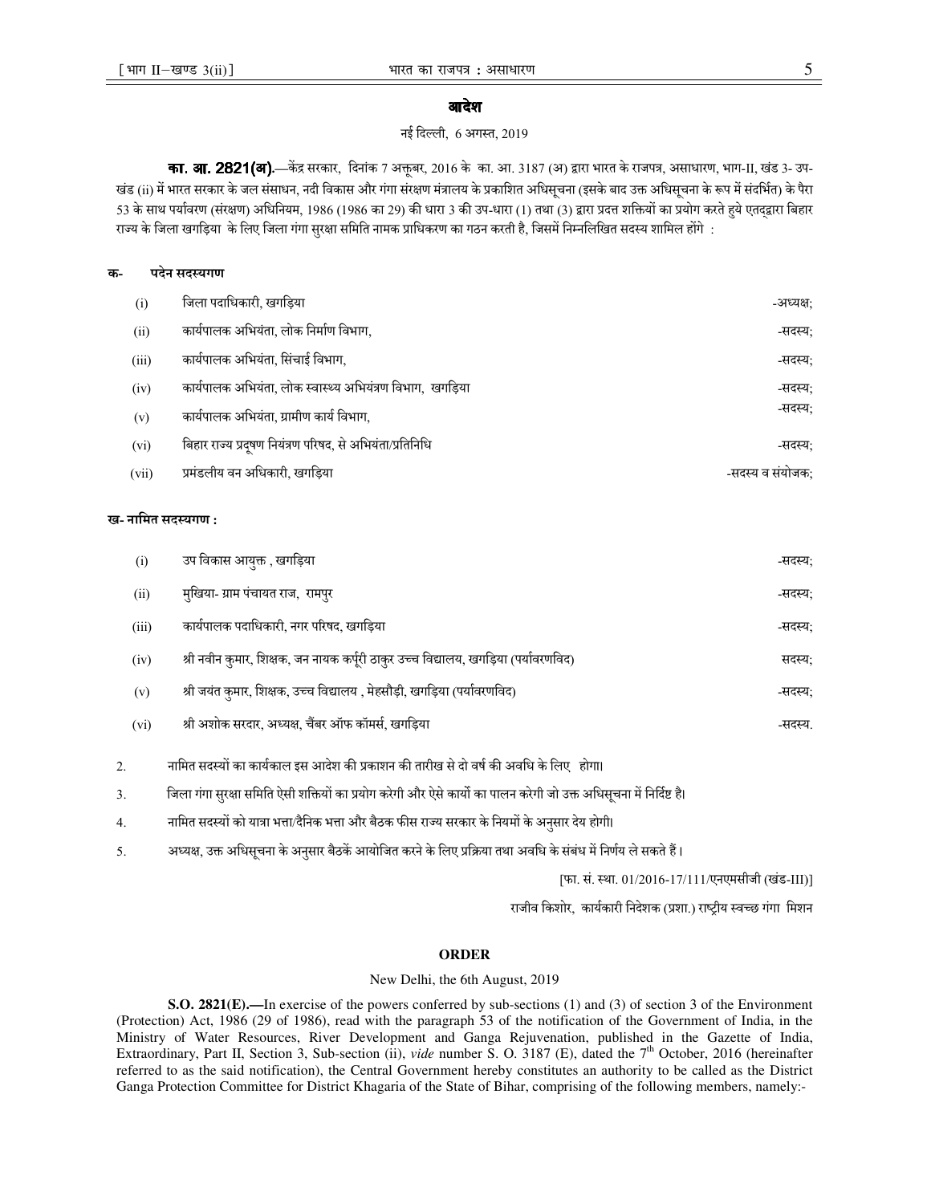## आदेश

नई दिल्ली, 6 अगस्त, 2019

**का. आ. 2821(अ).**—केंद्र सरकार, दिनांक 7 अक्तूबर, 2016 के का. आ. 3187 (अ) द्वारा भारत के राजपत्र, असाधारण, भाग-II, खंड 3- उप-खंड (ii) में भारत सरकार के जल संसाधन, नदी विकास और गंगा संरक्षण मंत्रालय के प्रकाशित अधिसूचना (इसके बाद उक्त अधिसूचना के रूप में संदर्भित) के पैरा 53 के साथ पर्यावरण (संरक्षण) अधिनियम, 1986 (1986 का 29) की धारा 3 की उप-धारा (1) तथा (3) द्वारा प्रदत्त शक्तियों का प्रयोग करते हुये एतद्द्वारा बिहार राज्य के जिला खगड़िया के लिए जिला गंगा सुरक्षा समिति नामक प्राधिकरण का गठन करती है, जिसमें निम्नलिखित सदस्य शामिल होंगे :

**क- पदेन सदस्यगण**

| | | |
|---|---|---|
| (i) | जिला पदाधिकारी, खगड़िया | -अध्यक्ष; |
| (ii) | कार्यपालक अभियंता, लोक निर्माण विभाग, | -सदस्य; |
| (iii) | कार्यपालक अभियंता, सिंचाई विभाग, | -सदस्य; |
| (iv) | कार्यपालक अभियंता, लोक स्वास्थ्य अभियंत्रण विभाग, खगड़िया | -सदस्य; |
| (v) | कार्यपालक अभियंता, ग्रामीण कार्य विभाग, | -सदस्य; |
| (vi) | बिहार राज्य प्रदूषण नियंत्रण परिषद, से अभियंता/प्रतिनिधि | -सदस्य; |
| (vii) | प्रमंडलीय वन अधिकारी, खगड़िया | -सदस्य व संयोजक; |

**ख- नामित सदस्यगण :**

| | | |
|---|---|---|
| (i) | उप विकास आयुक्त , खगड़िया | -सदस्य; |
| (ii) | मुखिया- ग्राम पंचायत राज, रामपुर | -सदस्य; |
| (iii) | कार्यपालक पदाधिकारी, नगर परिषद, खगड़िया | -सदस्य; |
| (iv) | श्री नवीन कुमार, शिक्षक, जन नायक कर्पूरी ठाकुर उच्च विद्यालय, खगड़िया (पर्यावरणविद) | सदस्य; |
| (v) | श्री जयंत कुमार, शिक्षक, उच्च विद्यालय , मेहसौड़ी, खगड़िया (पर्यावरणविद) | -सदस्य; |
| (vi) | श्री अशोक सरदार, अध्यक्ष, चैंबर ऑफ कॉमर्स, खगड़िया | -सदस्य. |

2. नामित सदस्यों का कार्यकाल इस आदेश की प्रकाशन की तारीख से दो वर्ष की अवधि के लिए होगा।

3. जिला गंगा सुरक्षा समिति ऐसी शक्तियों का प्रयोग करेगी और ऐसे कार्यो का पालन करेगी जो उक्त अधिसूचना में निर्दिष्ट है।

4. नामित सदस्यों को यात्रा भत्ता/दैनिक भत्ता और बैठक फीस राज्य सरकार के नियमों के अनुसार देय होगी।

5. अध्यक्ष, उक्त अधिसूचना के अनुसार बैठकें आयोजित करने के लिए प्रक्रिया तथा अवधि के संबंध में निर्णय ले सकते हैं।

[फा. सं. स्था. 01/2016-17/111/एनएमसीजी (खंड-III)]

राजीव किशोर, कार्यकारी निदेशक (प्रशा.) राष्ट्रीय स्वच्छ गंगा मिशन

## ORDER

New Delhi, the 6th August, 2019

**S.O. 2821(E).—**In exercise of the powers conferred by sub-sections (1) and (3) of section 3 of the Environment (Protection) Act, 1986 (29 of 1986), read with the paragraph 53 of the notification of the Government of India, in the Ministry of Water Resources, River Development and Ganga Rejuvenation, published in the Gazette of India, Extraordinary, Part II, Section 3, Sub-section (ii), *vide* number S. O. 3187 (E), dated the 7th October, 2016 (hereinafter referred to as the said notification), the Central Government hereby constitutes an authority to be called as the District Ganga Protection Committee for District Khagaria of the State of Bihar, comprising of the following members, namely:-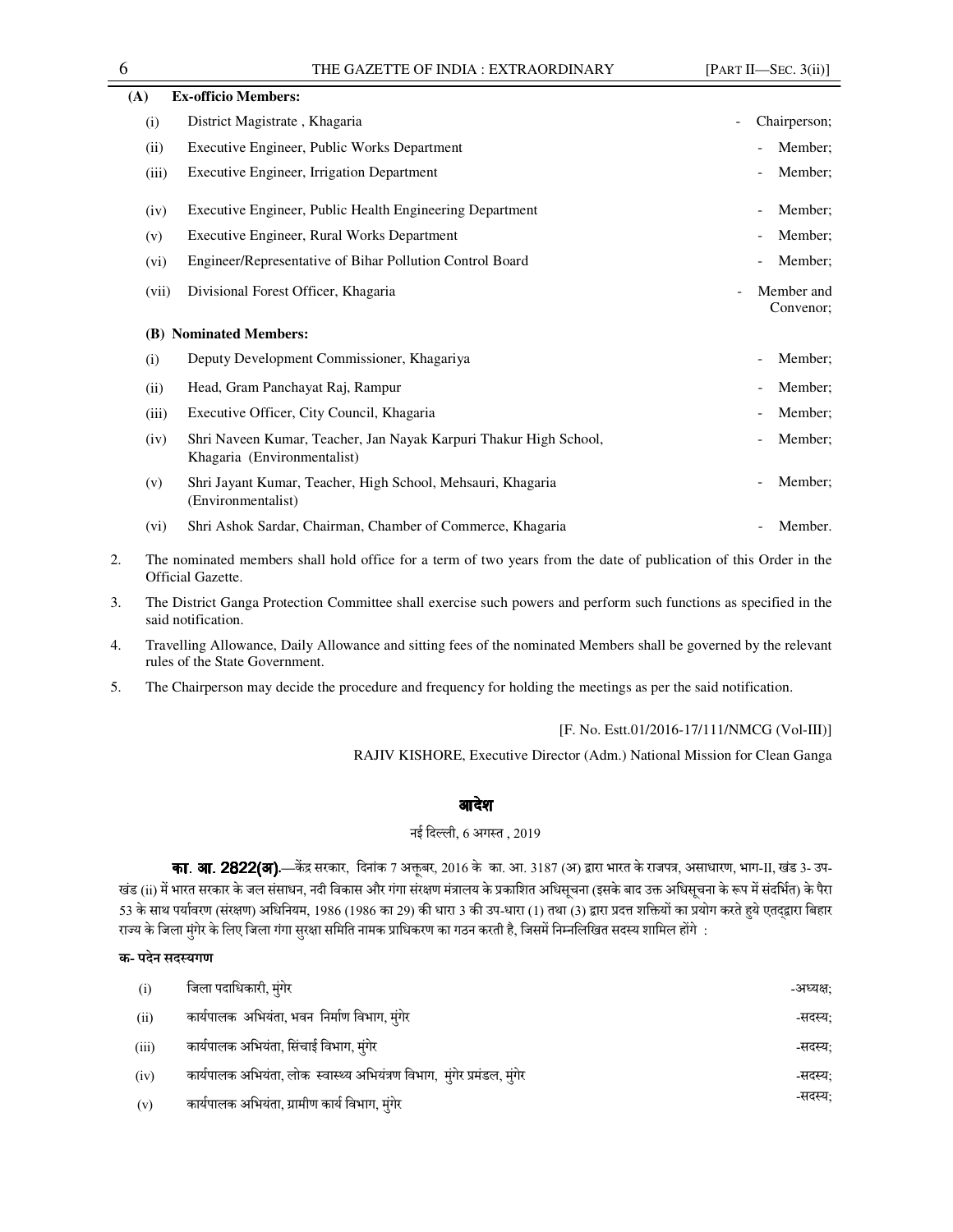**(A) Ex-officio Members:**

| | | | |
|---|---|---|---|
| (i) | District Magistrate , Khagaria | - | Chairperson; |
| (ii) | Executive Engineer, Public Works Department | - | Member; |
| (iii) | Executive Engineer, Irrigation Department | - | Member; |
| (iv) | Executive Engineer, Public Health Engineering Department | - | Member; |
| (v) | Executive Engineer, Rural Works Department | - | Member; |
| (vi) | Engineer/Representative of Bihar Pollution Control Board | - | Member; |
| (vii) | Divisional Forest Officer, Khagaria | - | Member and Convenor; |

**(B) Nominated Members:**

| | | | |
|---|---|---|---|
| (i) | Deputy Development Commissioner, Khagariya | - | Member; |
| (ii) | Head, Gram Panchayat Raj, Rampur | - | Member; |
| (iii) | Executive Officer, City Council, Khagaria | - | Member; |
| (iv) | Shri Naveen Kumar, Teacher, Jan Nayak Karpuri Thakur High School, Khagaria (Environmentalist) | - | Member; |
| (v) | Shri Jayant Kumar, Teacher, High School, Mehsauri, Khagaria (Environmentalist) | - | Member; |
| (vi) | Shri Ashok Sardar, Chairman, Chamber of Commerce, Khagaria | - | Member. |

2. The nominated members shall hold office for a term of two years from the date of publication of this Order in the Official Gazette.

3. The District Ganga Protection Committee shall exercise such powers and perform such functions as specified in the said notification.

4. Travelling Allowance, Daily Allowance and sitting fees of the nominated Members shall be governed by the relevant rules of the State Government.

5. The Chairperson may decide the procedure and frequency for holding the meetings as per the said notification.

[F. No. Estt.01/2016-17/111/NMCG (Vol-III)]

RAJIV KISHORE, Executive Director (Adm.) National Mission for Clean Ganga

## आदेश

नई दिल्ली, 6 अगस्त , 2019

**का. आ. 2822(अ).**—केंद्र सरकार, दिनांक 7 अक्तूबर, 2016 के का. आ. 3187 (अ) द्वारा भारत के राजपत्र, असाधारण, भाग-II, खंड 3- उप-खंड (ii) में भारत सरकार के जल संसाधन, नदी विकास और गंगा संरक्षण मंत्रालय के प्रकाशित अधिसूचना (इसके बाद उक्त अधिसूचना के रूप में संदर्भित) के पैरा 53 के साथ पर्यावरण (संरक्षण) अधिनियम, 1986 (1986 का 29) की धारा 3 की उप-धारा (1) तथा (3) द्वारा प्रदत्त शक्तियों का प्रयोग करते हुये एतद्द्वारा बिहार राज्य के जिला मुंगेर के लिए जिला गंगा सुरक्षा समिति नामक प्राधिकरण का गठन करती है, जिसमें निम्नलिखित सदस्य शामिल होंगे :

**क- पदेन सदस्यगण**

| | | |
|---|---|---|
| (i) | जिला पदाधिकारी, मुंगेर | -अध्यक्ष; |
| (ii) | कार्यपालक अभियंता, भवन निर्माण विभाग, मुंगेर | -सदस्य; |
| (iii) | कार्यपालक अभियंता, सिंचाई विभाग, मुंगेर | -सदस्य; |
| (iv) | कार्यपालक अभियंता, लोक स्वास्थ्य अभियंत्रण विभाग, मुंगेर प्रमंडल, मुंगेर | -सदस्य; |
| (v) | कार्यपालक अभियंता, ग्रामीण कार्य विभाग, मुंगेर | -सदस्य; |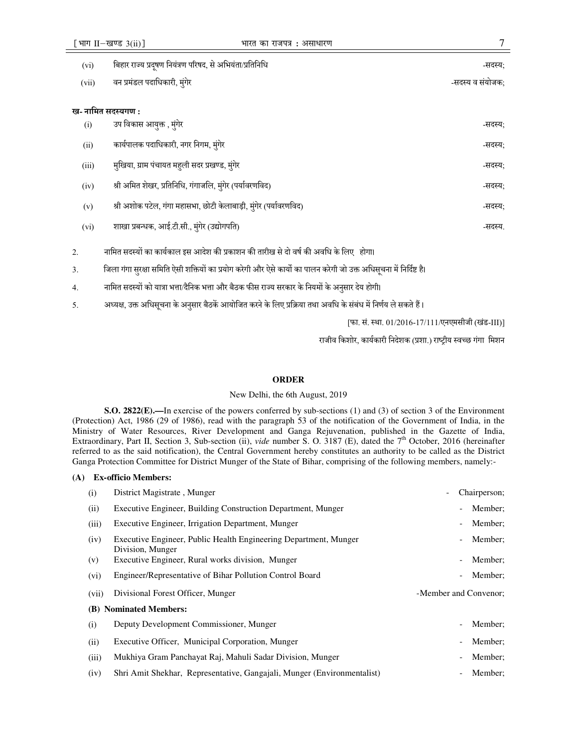| | | |
|---|---|---|
| (vi) | बिहार राज्य प्रदूषण नियंत्रण परिषद, से अभियंता/प्रतिनिधि | -सदस्य; |
| (vii) | वन प्रमंडल पदाधिकारी, मुंगेर | -सदस्य व संयोजक; |

**ख- नामित सदस्यगण :**

| | | |
|---|---|---|
| (i) | उप विकास आयुक्त , मुंगेर | -सदस्य; |
| (ii) | कार्यपालक पदाधिकारी, नगर निगम, मुंगेर | -सदस्य; |
| (iii) | मुखिया, ग्राम पंचायत महुली सदर प्रखण्ड, मुंगेर | -सदस्य; |
| (iv) | श्री अमित शेखर, प्रतिनिधि, गंगाजलि, मुंगेर (पर्यावरणविद) | -सदस्य; |
| (v) | श्री अशोक पटेल, गंगा महासभा, छोटी केलाबाड़ी, मुंगेर (पर्यावरणविद) | -सदस्य; |
| (vi) | शाखा प्रबन्धक, आई.टी.सी., मुंगेर (उद्योगपति) | -सदस्य. |

2. नामित सदस्यों का कार्यकाल इस आदेश की प्रकाशन की तारीख से दो वर्ष की अवधि के लिए होगा।

3. जिला गंगा सुरक्षा समिति ऐसी शक्तियों का प्रयोग करेगी और ऐसे कार्यो का पालन करेगी जो उक्त अधिसूचना में निर्दिष्ट है।

4. नामित सदस्यों को यात्रा भत्ता/दैनिक भत्ता और बैठक फीस राज्य सरकार के नियमों के अनुसार देय होगी।

5. अध्यक्ष, उक्त अधिसूचना के अनुसार बैठकें आयोजित करने के लिए प्रक्रिया तथा अवधि के संबंध में निर्णय ले सकते हैं।

[फा. सं. स्था. 01/2016-17/111/एनएमसीजी (खंड-III)]

राजीव किशोर, कार्यकारी निदेशक (प्रशा.) राष्ट्रीय स्वच्छ गंगा मिशन

## ORDER

New Delhi, the 6th August, 2019

**S.O. 2822(E).—**In exercise of the powers conferred by sub-sections (1) and (3) of section 3 of the Environment (Protection) Act, 1986 (29 of 1986), read with the paragraph 53 of the notification of the Government of India, in the Ministry of Water Resources, River Development and Ganga Rejuvenation, published in the Gazette of India, Extraordinary, Part II, Section 3, Sub-section (ii), *vide* number S. O. 3187 (E), dated the 7th October, 2016 (hereinafter referred to as the said notification), the Central Government hereby constitutes an authority to be called as the District Ganga Protection Committee for District Munger of the State of Bihar, comprising of the following members, namely:-

**(A) Ex-officio Members:**

| | | |
|---|---|---|
| (i) | District Magistrate , Munger | - Chairperson; |
| (ii) | Executive Engineer, Building Construction Department, Munger | - Member; |
| (iii) | Executive Engineer, Irrigation Department, Munger | - Member; |
| (iv) | Executive Engineer, Public Health Engineering Department, Munger Division, Munger | - Member; |
| (v) | Executive Engineer, Rural works division, Munger | - Member; |
| (vi) | Engineer/Representative of Bihar Pollution Control Board | - Member; |
| (vii) | Divisional Forest Officer, Munger | -Member and Convenor; |

**(B) Nominated Members:**

| | | |
|---|---|---|
| (i) | Deputy Development Commissioner, Munger | - Member; |
| (ii) | Executive Officer, Municipal Corporation, Munger | - Member; |
| (iii) | Mukhiya Gram Panchayat Raj, Mahuli Sadar Division, Munger | - Member; |
| (iv) | Shri Amit Shekhar, Representative, Gangajali, Munger (Environmentalist) | - Member; |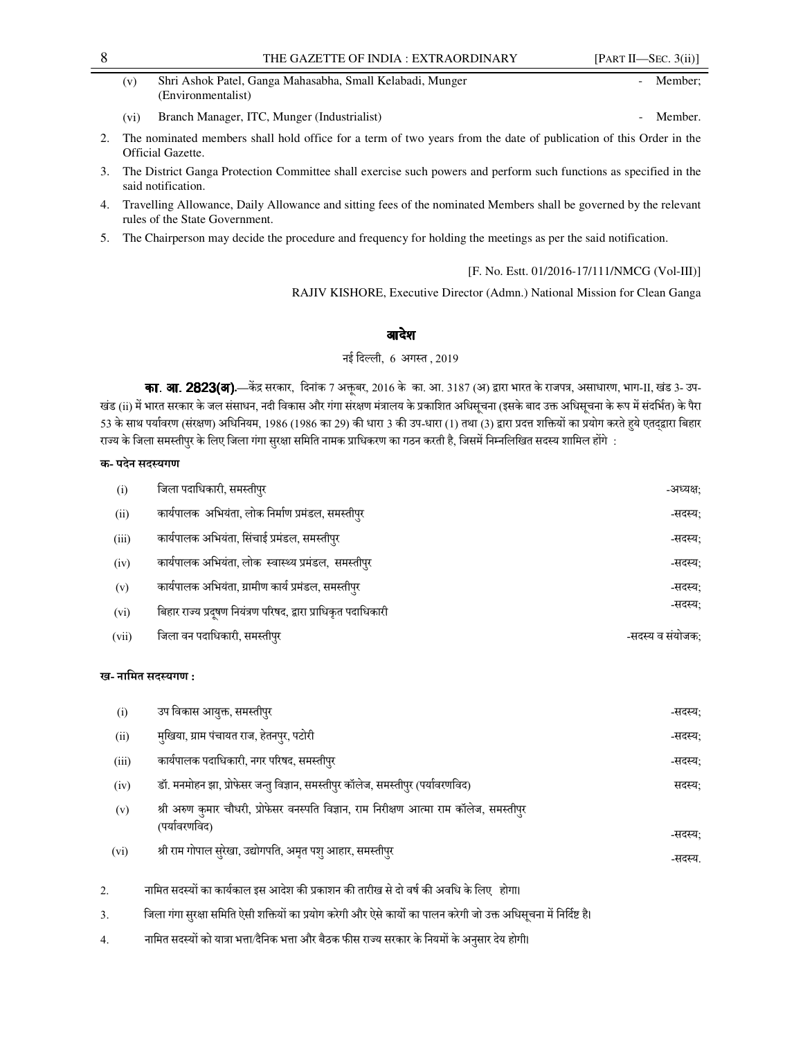(v) Shri Ashok Patel, Ganga Mahasabha, Small Kelabadi, Munger (Environmentalist) - Member;

(vi) Branch Manager, ITC, Munger (Industrialist) - Member.

2. The nominated members shall hold office for a term of two years from the date of publication of this Order in the Official Gazette.

3. The District Ganga Protection Committee shall exercise such powers and perform such functions as specified in the said notification.

4. Travelling Allowance, Daily Allowance and sitting fees of the nominated Members shall be governed by the relevant rules of the State Government.

5. The Chairperson may decide the procedure and frequency for holding the meetings as per the said notification.

[F. No. Estt. 01/2016-17/111/NMCG (Vol-III)]

RAJIV KISHORE, Executive Director (Admn.) National Mission for Clean Ganga

## आदेश

नई दिल्ली, 6 अगस्त , 2019

**का. आ. 2823(अ).**—केंद्र सरकार, दिनांक 7 अक्तूबर, 2016 के का. आ. 3187 (अ) द्वारा भारत के राजपत्र, असाधारण, भाग-II, खंड 3- उप-खंड (ii) में भारत सरकार के जल संसाधन, नदी विकास और गंगा संरक्षण मंत्रालय के प्रकाशित अधिसूचना (इसके बाद उक्त अधिसूचना के रूप में संदर्भित) के पैरा 53 के साथ पर्यावरण (संरक्षण) अधिनियम, 1986 (1986 का 29) की धारा 3 की उप-धारा (1) तथा (3) द्वारा प्रदत्त शक्तियों का प्रयोग करते हुये एतद्द्वारा बिहार राज्य के जिला समस्तीपुर के लिए जिला गंगा सुरक्षा समिति नामक प्राधिकरण का गठन करती है, जिसमें निम्नलिखित सदस्य शामिल होंगे :

**क- पदेन सदस्यगण**

(i) जिला पदाधिकारी, समस्तीपुर -अध्यक्ष;

(ii) कार्यपालक अभियंता, लोक निर्माण प्रमंडल, समस्तीपुर -सदस्य;

(iii) कार्यपालक अभियंता, सिंचाई प्रमंडल, समस्तीपुर -सदस्य;

(iv) कार्यपालक अभियंता, लोक स्वास्थ्य प्रमंडल, समस्तीपुर -सदस्य;

(v) कार्यपालक अभियंता, ग्रामीण कार्य प्रमंडल, समस्तीपुर -सदस्य;

(vi) बिहार राज्य प्रदूषण नियंत्रण परिषद, द्वारा प्राधिकृत पदाधिकारी -सदस्य;

(vii) जिला वन पदाधिकारी, समस्तीपुर -सदस्य व संयोजक;

**ख- नामित सदस्यगण :**

(i) उप विकास आयुक्त, समस्तीपुर -सदस्य;

(ii) मुखिया, ग्राम पंचायत राज, हेतनपुर, पटोरी -सदस्य;

(iii) कार्यपालक पदाधिकारी, नगर परिषद, समस्तीपुर -सदस्य;

(iv) डॉ. मनमोहन झा, प्रोफेसर जन्तु विज्ञान, समस्तीपुर कॉलेज, समस्तीपुर (पर्यावरणविद) सदस्य;

(v) श्री अरुण कुमार चौधरी, प्रोफेसर वनस्पति विज्ञान, राम निरीक्षण आत्मा राम कॉलेज, समस्तीपुर (पर्यावरणविद) -सदस्य;

(vi) श्री राम गोपाल सुरेखा, उद्योगपति, अमृत पशु आहार, समस्तीपुर -सदस्य.

2. नामित सदस्यों का कार्यकाल इस आदेश की प्रकाशन की तारीख से दो वर्ष की अवधि के लिए होगा।

3. जिला गंगा सुरक्षा समिति ऐसी शक्तियों का प्रयोग करेगी और ऐसे कार्यो का पालन करेगी जो उक्त अधिसूचना में निर्दिष्ट है।

4. नामित सदस्यों को यात्रा भत्ता/दैनिक भत्ता और बैठक फीस राज्य सरकार के नियमों के अनुसार देय होगी।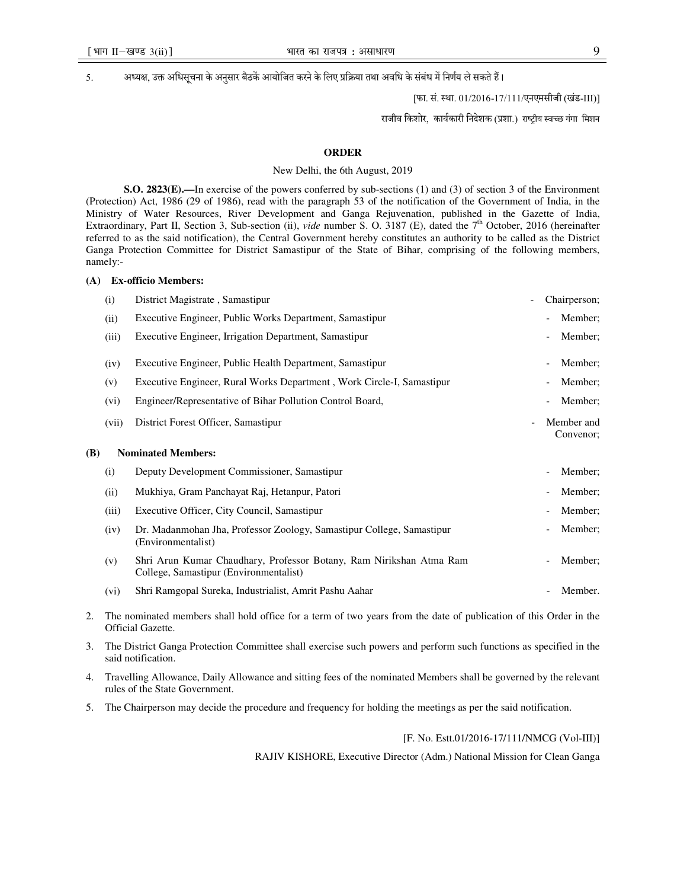5. अध्यक्ष, उक्त अधिसूचना के अनुसार बैठकें आयोजित करने के लिए प्रक्रिया तथा अवधि के संबंध में निर्णय ले सकते हैं।

[फा. सं. स्था. 01/2016-17/111/एनएमसीजी (खंड-III)]

राजीव किशोर, कार्यकारी निदेशक (प्रशा.) राष्ट्रीय स्वच्छ गंगा मिशन

## ORDER

New Delhi, the 6th August, 2019

**S.O. 2823(E).—**In exercise of the powers conferred by sub-sections (1) and (3) of section 3 of the Environment (Protection) Act, 1986 (29 of 1986), read with the paragraph 53 of the notification of the Government of India, in the Ministry of Water Resources, River Development and Ganga Rejuvenation, published in the Gazette of India, Extraordinary, Part II, Section 3, Sub-section (ii), *vide* number S. O. 3187 (E), dated the 7th October, 2016 (hereinafter referred to as the said notification), the Central Government hereby constitutes an authority to be called as the District Ganga Protection Committee for District Samastipur of the State of Bihar, comprising of the following members, namely:-

**(A) Ex-officio Members:**

| | | |
|---|---|---|
| (i) | District Magistrate , Samastipur | - Chairperson; |
| (ii) | Executive Engineer, Public Works Department, Samastipur | - Member; |
| (iii) | Executive Engineer, Irrigation Department, Samastipur | - Member; |
| (iv) | Executive Engineer, Public Health Department, Samastipur | - Member; |
| (v) | Executive Engineer, Rural Works Department , Work Circle-I, Samastipur | - Member; |
| (vi) | Engineer/Representative of Bihar Pollution Control Board, | - Member; |
| (vii) | District Forest Officer, Samastipur | - Member and Convenor; |

**(B) Nominated Members:**

| | | |
|---|---|---|
| (i) | Deputy Development Commissioner, Samastipur | - Member; |
| (ii) | Mukhiya, Gram Panchayat Raj, Hetanpur, Patori | - Member; |
| (iii) | Executive Officer, City Council, Samastipur | - Member; |
| (iv) | Dr. Madanmohan Jha, Professor Zoology, Samastipur College, Samastipur (Environmentalist) | - Member; |
| (v) | Shri Arun Kumar Chaudhary, Professor Botany, Ram Nirikshan Atma Ram College, Samastipur (Environmentalist) | - Member; |
| (vi) | Shri Ramgopal Sureka, Industrialist, Amrit Pashu Aahar | - Member. |

2. The nominated members shall hold office for a term of two years from the date of publication of this Order in the Official Gazette.

3. The District Ganga Protection Committee shall exercise such powers and perform such functions as specified in the said notification.

4. Travelling Allowance, Daily Allowance and sitting fees of the nominated Members shall be governed by the relevant rules of the State Government.

5. The Chairperson may decide the procedure and frequency for holding the meetings as per the said notification.

[F. No. Estt.01/2016-17/111/NMCG (Vol-III)]

RAJIV KISHORE, Executive Director (Adm.) National Mission for Clean Ganga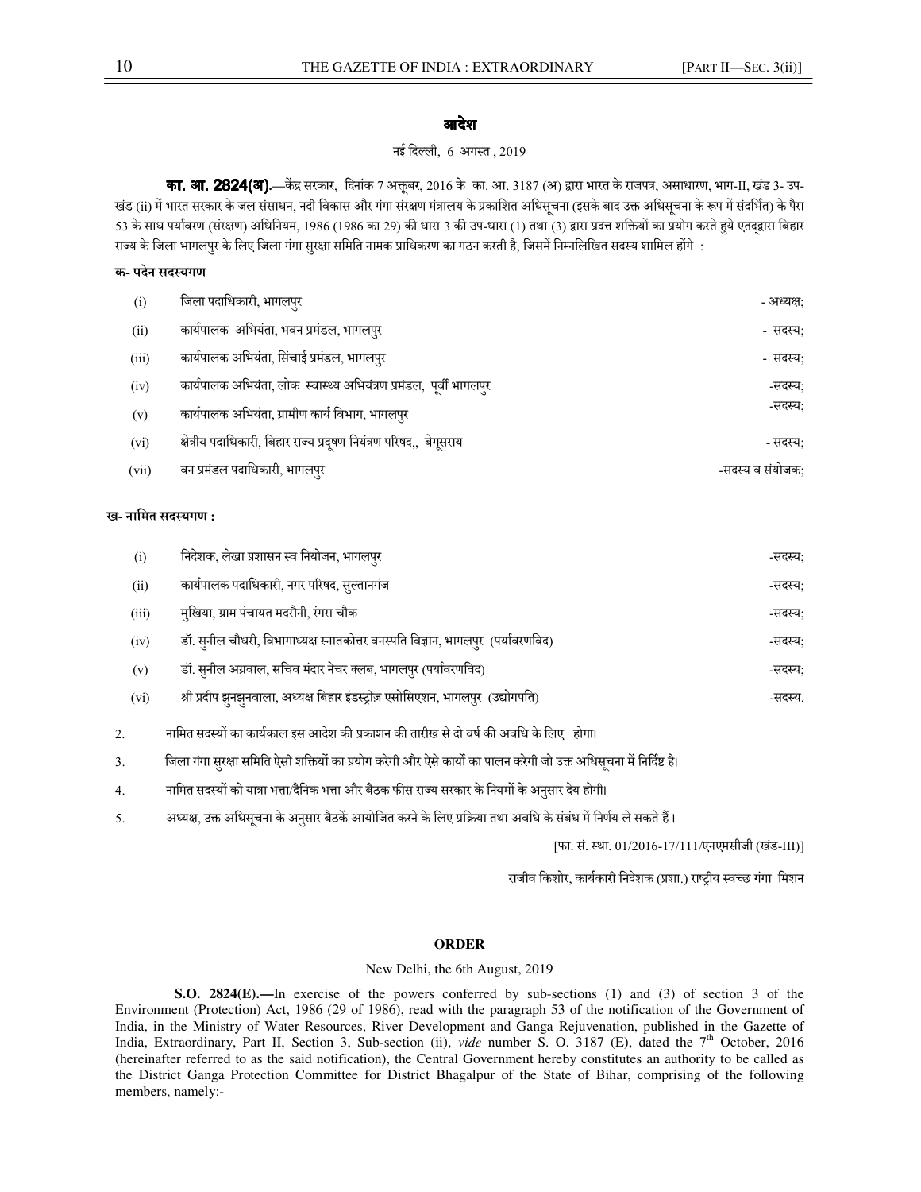## आदेश

नई दिल्ली, 6 अगस्त , 2019

**का. आ. 2824(अ).**—केंद्र सरकार, दिनांक 7 अक्तूबर, 2016 के का. आ. 3187 (अ) द्वारा भारत के राजपत्र, असाधारण, भाग-II, खंड 3- उप-खंड (ii) में भारत सरकार के जल संसाधन, नदी विकास और गंगा संरक्षण मंत्रालय के प्रकाशित अधिसूचना (इसके बाद उक्त अधिसूचना के रूप में संदर्भित) के पैरा 53 के साथ पर्यावरण (संरक्षण) अधिनियम, 1986 (1986 का 29) की धारा 3 की उप-धारा (1) तथा (3) द्वारा प्रदत्त शक्तियों का प्रयोग करते हुये एतद्द्वारा बिहार राज्य के जिला भागलपुर के लिए जिला गंगा सुरक्षा समिति नामक प्राधिकरण का गठन करती है, जिसमें निम्नलिखित सदस्य शामिल होंगे :

**क- पदेन सदस्यगण**

| | | |
|---|---|---|
| (i) | जिला पदाधिकारी, भागलपुर | - अध्यक्ष; |
| (ii) | कार्यपालक अभियंता, भवन प्रमंडल, भागलपुर | - सदस्य; |
| (iii) | कार्यपालक अभियंता, सिंचाई प्रमंडल, भागलपुर | - सदस्य; |
| (iv) | कार्यपालक अभियंता, लोक स्वास्थ्य अभियंत्रण प्रमंडल, पूर्वी भागलपुर | -सदस्य; |
| (v) | कार्यपालक अभियंता, ग्रामीण कार्य विभाग, भागलपुर | -सदस्य; |
| (vi) | क्षेत्रीय पदाधिकारी, बिहार राज्य प्रदूषण नियंत्रण परिषद,, बेगूसराय | - सदस्य; |
| (vii) | वन प्रमंडल पदाधिकारी, भागलपुर | -सदस्य व संयोजक; |

**ख- नामित सदस्यगण :**

| | | |
|---|---|---|
| (i) | निदेशक, लेखा प्रशासन स्व नियोजन, भागलपुर | -सदस्य; |
| (ii) | कार्यपालक पदाधिकारी, नगर परिषद, सुल्तानगंज | -सदस्य; |
| (iii) | मुखिया, ग्राम पंचायत मदरौनी, रंगरा चौक | -सदस्य; |
| (iv) | डॉ. सुनील चौधरी, विभागाध्यक्ष स्नातकोत्तर वनस्पति विज्ञान, भागलपुर (पर्यावरणविद) | -सदस्य; |
| (v) | डॉ. सुनील अग्रवाल, सचिव मंदार नेचर क्लब, भागलपुर (पर्यावरणविद) | -सदस्य; |
| (vi) | श्री प्रदीप झुनझुनवाला, अध्यक्ष बिहार इंडस्ट्रीज़ एसोसिएशन, भागलपुर (उद्योगपति) | -सदस्य. |

2. नामित सदस्यों का कार्यकाल इस आदेश की प्रकाशन की तारीख से दो वर्ष की अवधि के लिए होगा।

3. जिला गंगा सुरक्षा समिति ऐसी शक्तियों का प्रयोग करेगी और ऐसे कार्यों का पालन करेगी जो उक्त अधिसूचना में निर्दिष्ट है।

4. नामित सदस्यों को यात्रा भत्ता/दैनिक भत्ता और बैठक फीस राज्य सरकार के नियमों के अनुसार देय होगी।

5. अध्यक्ष, उक्त अधिसूचना के अनुसार बैठकें आयोजित करने के लिए प्रक्रिया तथा अवधि के संबंध में निर्णय ले सकते हैं।

[फा. सं. स्था. 01/2016-17/111/एनएमसीजी (खंड-III)]

राजीव किशोर, कार्यकारी निदेशक (प्रशा.) राष्ट्रीय स्वच्छ गंगा मिशन

## ORDER

New Delhi, the 6th August, 2019

**S.O. 2824(E).—**In exercise of the powers conferred by sub-sections (1) and (3) of section 3 of the Environment (Protection) Act, 1986 (29 of 1986), read with the paragraph 53 of the notification of the Government of India, in the Ministry of Water Resources, River Development and Ganga Rejuvenation, published in the Gazette of India, Extraordinary, Part II, Section 3, Sub-section (ii), *vide* number S. O. 3187 (E), dated the 7th October, 2016 (hereinafter referred to as the said notification), the Central Government hereby constitutes an authority to be called as the District Ganga Protection Committee for District Bhagalpur of the State of Bihar, comprising of the following members, namely:-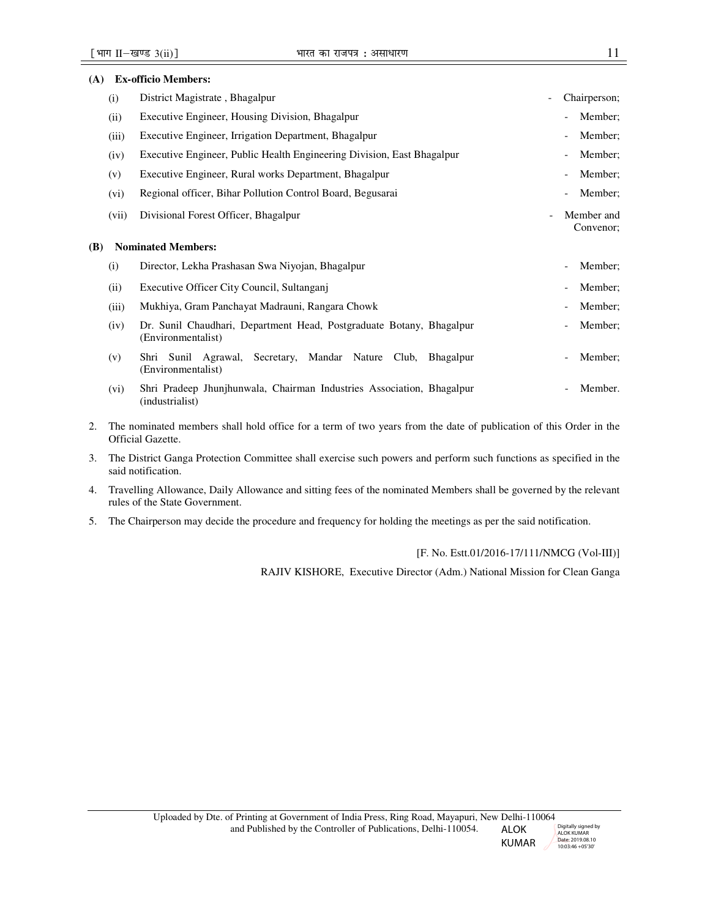**(A) Ex-officio Members:**

| | | |
|---|---|---|
| (i) | District Magistrate , Bhagalpur | - Chairperson; |
| (ii) | Executive Engineer, Housing Division, Bhagalpur | - Member; |
| (iii) | Executive Engineer, Irrigation Department, Bhagalpur | - Member; |
| (iv) | Executive Engineer, Public Health Engineering Division, East Bhagalpur | - Member; |
| (v) | Executive Engineer, Rural works Department, Bhagalpur | - Member; |
| (vi) | Regional officer, Bihar Pollution Control Board, Begusarai | - Member; |
| (vii) | Divisional Forest Officer, Bhagalpur | - Member and Convenor; |

**(B) Nominated Members:**

| | | |
|---|---|---|
| (i) | Director, Lekha Prashasan Swa Niyojan, Bhagalpur | - Member; |
| (ii) | Executive Officer City Council, Sultanganj | - Member; |
| (iii) | Mukhiya, Gram Panchayat Madrauni, Rangara Chowk | - Member; |
| (iv) | Dr. Sunil Chaudhari, Department Head, Postgraduate Botany, Bhagalpur (Environmentalist) | - Member; |
| (v) | Shri Sunil Agrawal, Secretary, Mandar Nature Club, Bhagalpur (Environmentalist) | - Member; |
| (vi) | Shri Pradeep Jhunjhunwala, Chairman Industries Association, Bhagalpur (industrialist) | - Member. |

2. The nominated members shall hold office for a term of two years from the date of publication of this Order in the Official Gazette.

3. The District Ganga Protection Committee shall exercise such powers and perform such functions as specified in the said notification.

4. Travelling Allowance, Daily Allowance and sitting fees of the nominated Members shall be governed by the relevant rules of the State Government.

5. The Chairperson may decide the procedure and frequency for holding the meetings as per the said notification.

[F. No. Estt.01/2016-17/111/NMCG (Vol-III)]

RAJIV KISHORE, Executive Director (Adm.) National Mission for Clean Ganga